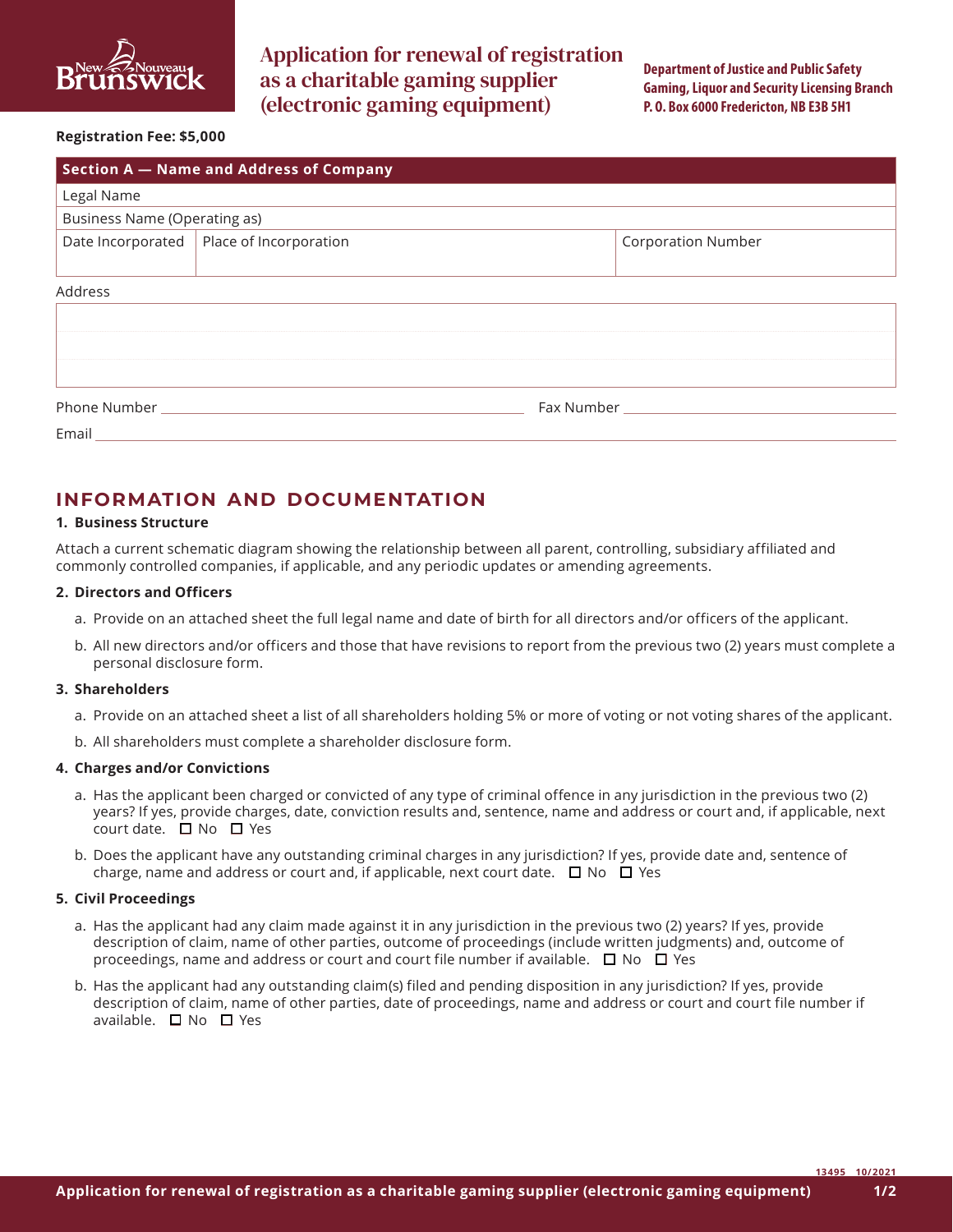# Application for renewal of registration as a charitable gaming supplier (electronic gaming equipment)

**Department of Justice and Public Safety**
**Gaming, Liquor and Security Licensing Branch**
**P. O. Box 6000 Fredericton, NB E3B 5H1**

**Registration Fee: $5,000**

## Section A — Name and Address of Company

| Legal Name | | |
|---|---|---|
| Business Name (Operating as) | | |
| Date Incorporated | Place of Incorporation | Corporation Number |

Address

Phone Number \_\_\_\_\_\_\_\_\_\_\_\_ Fax Number \_\_\_\_\_\_\_\_\_\_\_\_

Email \_\_\_\_\_\_\_\_\_\_\_\_

## INFORMATION AND DOCUMENTATION

### 1. Business Structure

Attach a current schematic diagram showing the relationship between all parent, controlling, subsidiary affiliated and commonly controlled companies, if applicable, and any periodic updates or amending agreements.

### 2. Directors and Officers

a. Provide on an attached sheet the full legal name and date of birth for all directors and/or officers of the applicant.

b. All new directors and/or officers and those that have revisions to report from the previous two (2) years must complete a personal disclosure form.

### 3. Shareholders

a. Provide on an attached sheet a list of all shareholders holding 5% or more of voting or not voting shares of the applicant.

b. All shareholders must complete a shareholder disclosure form.

### 4. Charges and/or Convictions

a. Has the applicant been charged or convicted of any type of criminal offence in any jurisdiction in the previous two (2) years? If yes, provide charges, date, conviction results and, sentence, name and address or court and, if applicable, next court date. ☐ No ☐ Yes

b. Does the applicant have any outstanding criminal charges in any jurisdiction? If yes, provide date and, sentence of charge, name and address or court and, if applicable, next court date. ☐ No ☐ Yes

### 5. Civil Proceedings

a. Has the applicant had any claim made against it in any jurisdiction in the previous two (2) years? If yes, provide description of claim, name of other parties, outcome of proceedings (include written judgments) and, outcome of proceedings, name and address or court and court file number if available. ☐ No ☐ Yes

b. Has the applicant had any outstanding claim(s) filed and pending disposition in any jurisdiction? If yes, provide description of claim, name of other parties, date of proceedings, name and address or court and court file number if available. ☐ No ☐ Yes

13495 10/2021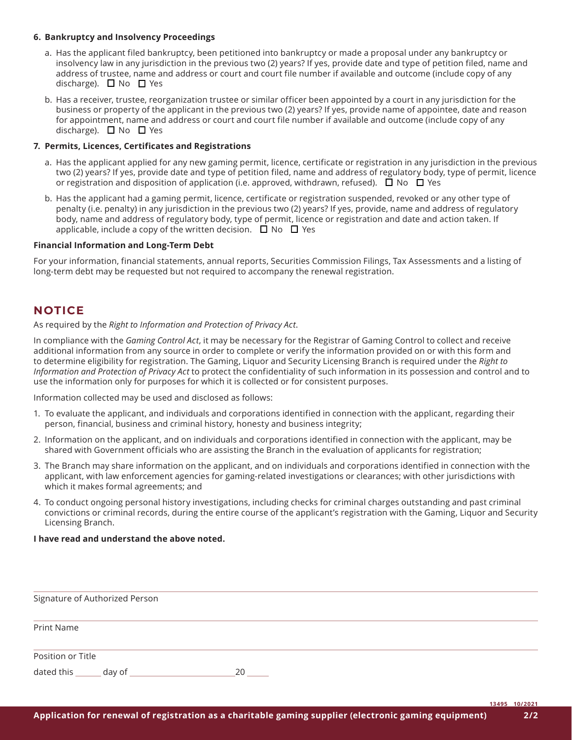**6. Bankruptcy and Insolvency Proceedings**

a. Has the applicant filed bankruptcy, been petitioned into bankruptcy or made a proposal under any bankruptcy or insolvency law in any jurisdiction in the previous two (2) years? If yes, provide date and type of petition filed, name and address of trustee, name and address or court and court file number if available and outcome (include copy of any discharge). ☐ No ☐ Yes

b. Has a receiver, trustee, reorganization trustee or similar officer been appointed by a court in any jurisdiction for the business or property of the applicant in the previous two (2) years? If yes, provide name of appointee, date and reason for appointment, name and address or court and court file number if available and outcome (include copy of any discharge). ☐ No ☐ Yes

**7. Permits, Licences, Certificates and Registrations**

a. Has the applicant applied for any new gaming permit, licence, certificate or registration in any jurisdiction in the previous two (2) years? If yes, provide date and type of petition filed, name and address of regulatory body, type of permit, licence or registration and disposition of application (i.e. approved, withdrawn, refused). ☐ No ☐ Yes

b. Has the applicant had a gaming permit, licence, certificate or registration suspended, revoked or any other type of penalty (i.e. penalty) in any jurisdiction in the previous two (2) years? If yes, provide, name and address of regulatory body, name and address of regulatory body, type of permit, licence or registration and date and action taken. If applicable, include a copy of the written decision. ☐ No ☐ Yes

**Financial Information and Long-Term Debt**

For your information, financial statements, annual reports, Securities Commission Filings, Tax Assessments and a listing of long-term debt may be requested but not required to accompany the renewal registration.

## NOTICE

As required by the *Right to Information and Protection of Privacy Act*.

In compliance with the *Gaming Control Act*, it may be necessary for the Registrar of Gaming Control to collect and receive additional information from any source in order to complete or verify the information provided on or with this form and to determine eligibility for registration. The Gaming, Liquor and Security Licensing Branch is required under the *Right to Information and Protection of Privacy Act* to protect the confidentiality of such information in its possession and control and to use the information only for purposes for which it is collected or for consistent purposes.

Information collected may be used and disclosed as follows:

1. To evaluate the applicant, and individuals and corporations identified in connection with the applicant, regarding their person, financial, business and criminal history, honesty and business integrity;
2. Information on the applicant, and on individuals and corporations identified in connection with the applicant, may be shared with Government officials who are assisting the Branch in the evaluation of applicants for registration;
3. The Branch may share information on the applicant, and on individuals and corporations identified in connection with the applicant, with law enforcement agencies for gaming-related investigations or clearances; with other jurisdictions with which it makes formal agreements; and
4. To conduct ongoing personal history investigations, including checks for criminal charges outstanding and past criminal convictions or criminal records, during the entire course of the applicant's registration with the Gaming, Liquor and Security Licensing Branch.

**I have read and understand the above noted.**

Signature of Authorized Person

Print Name

Position or Title

dated this ______ day of ________________________ 20 ______

13495 10/2021

Application for renewal of registration as a charitable gaming supplier (electronic gaming equipment)